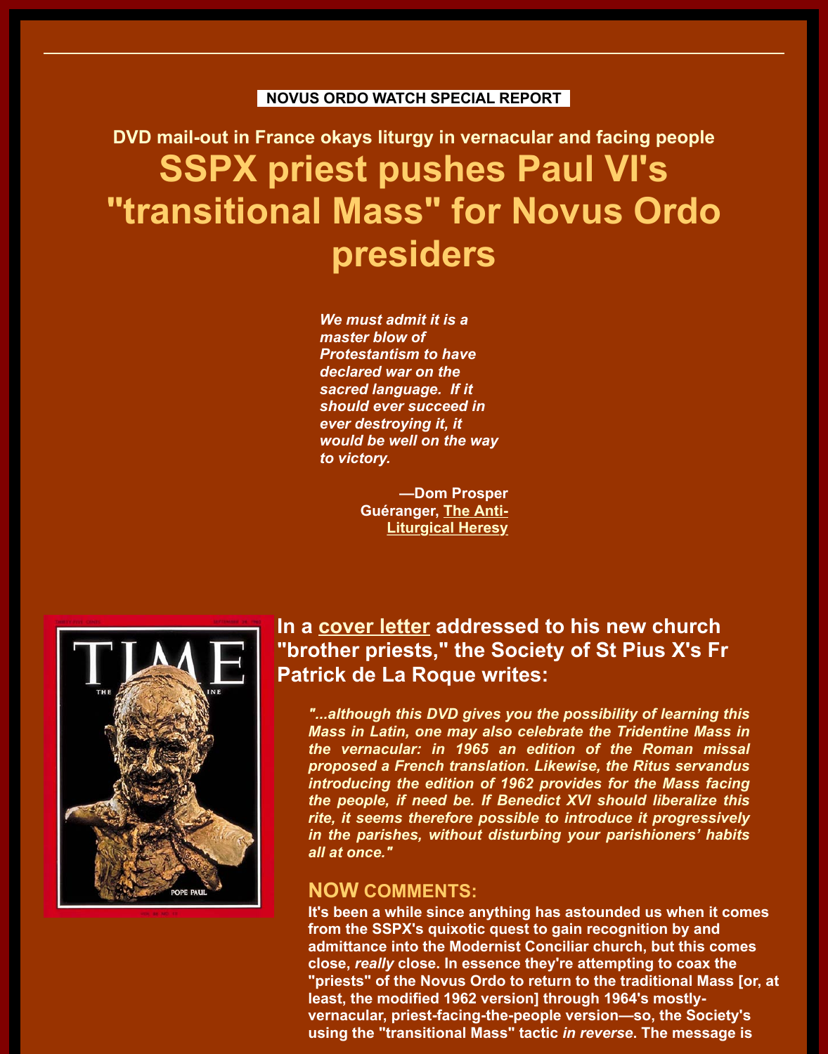NOVUS ORDO WATCH SPECIAL REPORT

### DVD mail-out in France okays liturgy in vernacular and facing people

# SSPX priest pushes Paul VI's "transitional Mass" for Novus Ordo presiders

*We must admit it is a master blow of Protestantism to have declared war on the sacred language. If it should ever succeed in ever destroying it, it would be well on the way to victory.*

**—Dom Prosper Guéranger, The Anti-Liturgical Heresy**

## In a cover letter addressed to his new church "brother priests," the Society of St Pius X's Fr Patrick de La Roque writes:

> ***"...although this DVD gives you the possibility of learning this Mass in Latin, one may also celebrate the Tridentine Mass in the vernacular: in 1965 an edition of the Roman missal proposed a French translation. Likewise, the Ritus servandus introducing the edition of 1962 provides for the Mass facing the people, if need be. If Benedict XVI should liberalize this rite, it seems therefore possible to introduce it progressively in the parishes, without disturbing your parishioners' habits all at once."***

### NOW COMMENTS:

**It's been a while since anything has astounded us when it comes from the SSPX's quixotic quest to gain recognition by and admittance into the Modernist Conciliar church, but this comes close, *really* close. In essence they're attempting to coax the "priests" of the Novus Ordo to return to the traditional Mass [or, at least, the modified 1962 version] through 1964's mostly-vernacular, priest-facing-the-people version—so, the Society's using the "transitional Mass" tactic *in reverse*. The message is**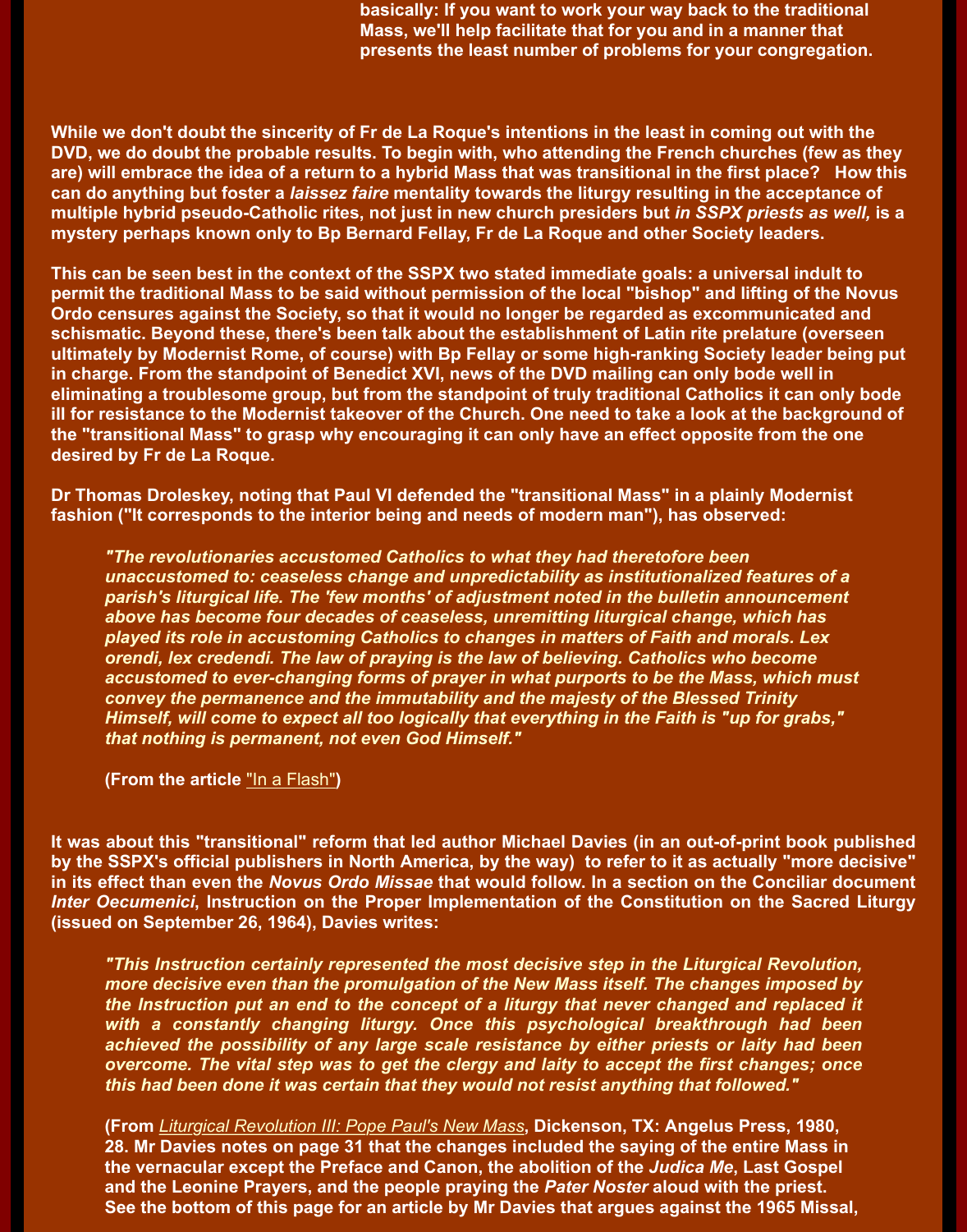**basically: If you want to work your way back to the traditional Mass, we'll help facilitate that for you and in a manner that presents the least number of problems for your congregation.**

**While we don't doubt the sincerity of Fr de La Roque's intentions in the least in coming out with the DVD, we do doubt the probable results. To begin with, who attending the French churches (few as they are) will embrace the idea of a return to a hybrid Mass that was transitional in the first place? How this can do anything but foster a *laissez faire* mentality towards the liturgy resulting in the acceptance of multiple hybrid pseudo-Catholic rites, not just in new church presiders but *in SSPX priests as well,* is a mystery perhaps known only to Bp Bernard Fellay, Fr de La Roque and other Society leaders.**

**This can be seen best in the context of the SSPX two stated immediate goals: a universal indult to permit the traditional Mass to be said without permission of the local "bishop" and lifting of the Novus Ordo censures against the Society, so that it would no longer be regarded as excommunicated and schismatic. Beyond these, there's been talk about the establishment of Latin rite prelature (overseen ultimately by Modernist Rome, of course) with Bp Fellay or some high-ranking Society leader being put in charge. From the standpoint of Benedict XVI, news of the DVD mailing can only bode well in eliminating a troublesome group, but from the standpoint of truly traditional Catholics it can only bode ill for resistance to the Modernist takeover of the Church. One need to take a look at the background of the "transitional Mass" to grasp why encouraging it can only have an effect opposite from the one desired by Fr de La Roque.**

**Dr Thomas Droleskey, noting that Paul VI defended the "transitional Mass" in a plainly Modernist fashion ("It corresponds to the interior being and needs of modern man"), has observed:**

> ***"The revolutionaries accustomed Catholics to what they had theretofore been unaccustomed to: ceaseless change and unpredictability as institutionalized features of a parish's liturgical life. The 'few months' of adjustment noted in the bulletin announcement above has become four decades of ceaseless, unremitting liturgical change, which has played its role in accustoming Catholics to changes in matters of Faith and morals. Lex orendi, lex credendi. The law of praying is the law of believing. Catholics who become accustomed to ever-changing forms of prayer in what purports to be the Mass, which must convey the permanence and the immutability and the majesty of the Blessed Trinity Himself, will come to expect all too logically that everything in the Faith is "up for grabs," that nothing is permanent, not even God Himself."***
>
> **(From the article "In a Flash")**

**It was about this "transitional" reform that led author Michael Davies (in an out-of-print book published by the SSPX's official publishers in North America, by the way) to refer to it as actually "more decisive" in its effect than even the *Novus Ordo Missae* that would follow. In a section on the Conciliar document *Inter Oecumenici*, Instruction on the Proper Implementation of the Constitution on the Sacred Liturgy (issued on September 26, 1964), Davies writes:**

> ***"This Instruction certainly represented the most decisive step in the Liturgical Revolution, more decisive even than the promulgation of the New Mass itself. The changes imposed by the Instruction put an end to the concept of a liturgy that never changed and replaced it with a constantly changing liturgy. Once this psychological breakthrough had been achieved the possibility of any large scale resistance by either priests or laity had been overcome. The vital step was to get the clergy and laity to accept the first changes; once this had been done it was certain that they would not resist anything that followed."***
>
> **(From *Liturgical Revolution III: Pope Paul's New Mass*, Dickenson, TX: Angelus Press, 1980, 28. Mr Davies notes on page 31 that the changes included the saying of the entire Mass in the vernacular except the Preface and Canon, the abolition of the *Judica Me,* Last Gospel and the Leonine Prayers, and the people praying the *Pater Noster* aloud with the priest. See the bottom of this page for an article by Mr Davies that argues against the 1965 Missal,**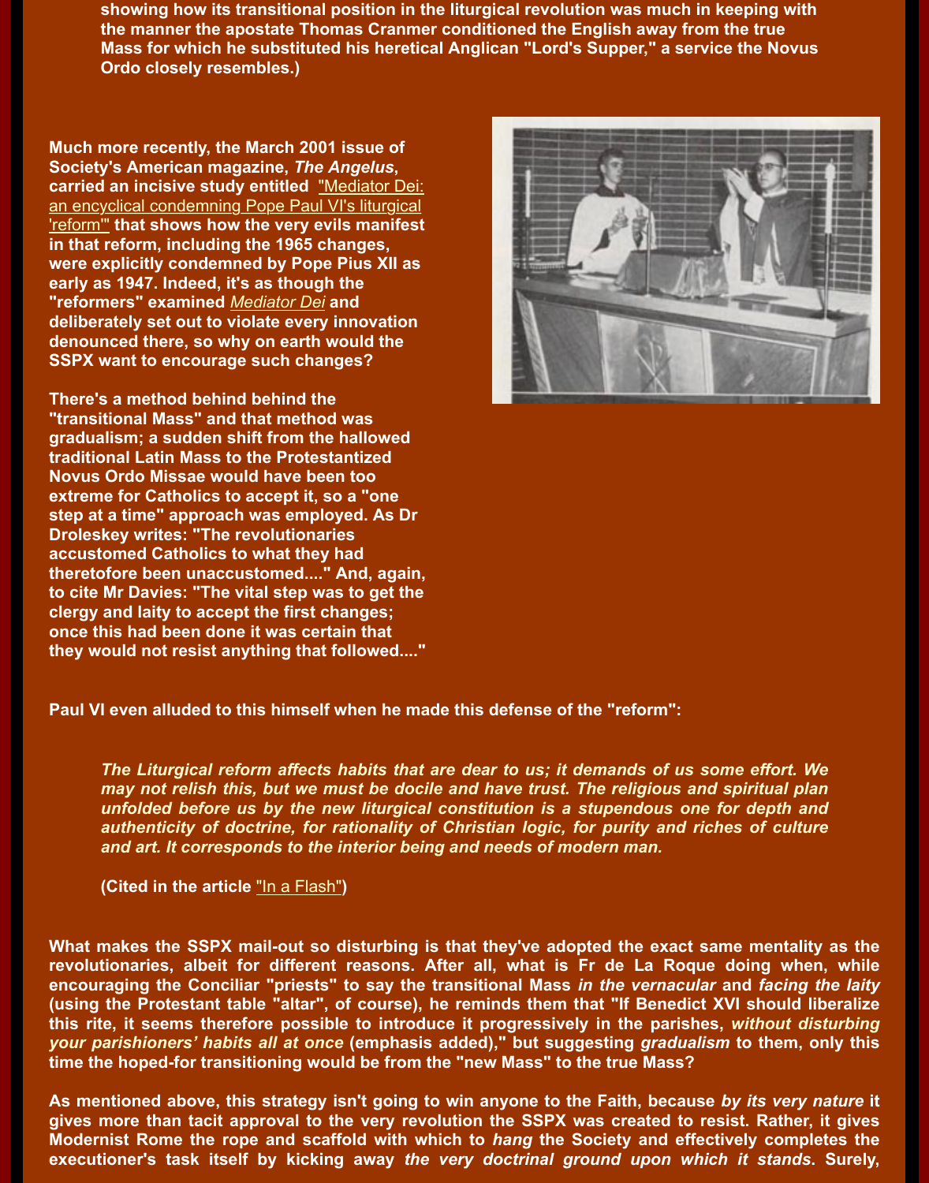**showing how its transitional position in the liturgical revolution was much in keeping with the manner the apostate Thomas Cranmer conditioned the English away from the true Mass for which he substituted his heretical Anglican "Lord's Supper," a service the Novus Ordo closely resembles.)**

**Much more recently, the March 2001 issue of Society's American magazine, *The Angelus*, carried an incisive study entitled "Mediator Dei: an encyclical condemning Pope Paul VI's liturgical 'reform'" that shows how the very evils manifest in that reform, including the 1965 changes, were explicitly condemned by Pope Pius XII as early as 1947. Indeed, it's as though the "reformers" examined *Mediator Dei* and deliberately set out to violate every innovation denounced there, so why on earth would the SSPX want to encourage such changes?**

**There's a method behind behind the "transitional Mass" and that method was gradualism; a sudden shift from the hallowed traditional Latin Mass to the Protestantized Novus Ordo Missae would have been too extreme for Catholics to accept it, so a "one step at a time" approach was employed. As Dr Droleskey writes: "The revolutionaries accustomed Catholics to what they had theretofore been unaccustomed...." And, again, to cite Mr Davies: "The vital step was to get the clergy and laity to accept the first changes; once this had been done it was certain that they would not resist anything that followed...."**

**Paul VI even alluded to this himself when he made this defense of the "reform":**

> ***The Liturgical reform affects habits that are dear to us; it demands of us some effort. We may not relish this, but we must be docile and have trust. The religious and spiritual plan unfolded before us by the new liturgical constitution is a stupendous one for depth and authenticity of doctrine, for rationality of Christian logic, for purity and riches of culture and art. It corresponds to the interior being and needs of modern man.***
>
> **(Cited in the article "In a Flash")**

**What makes the SSPX mail-out so disturbing is that they've adopted the exact same mentality as the revolutionaries, albeit for different reasons. After all, what is Fr de La Roque doing when, while encouraging the Conciliar "priests" to say the transitional Mass *in the vernacular* and *facing the laity* (using the Protestant table "altar", of course), he reminds them that "If Benedict XVI should liberalize this rite, it seems therefore possible to introduce it progressively in the parishes, *without disturbing your parishioners' habits all at once* (emphasis added)," but suggesting *gradualism* to them, only this time the hoped-for transitioning would be from the "new Mass" to the true Mass?**

**As mentioned above, this strategy isn't going to win anyone to the Faith, because *by its very nature* it gives more than tacit approval to the very revolution the SSPX was created to resist. Rather, it gives Modernist Rome the rope and scaffold with which to *hang* the Society and effectively completes the executioner's task itself by kicking away *the very doctrinal ground upon which it stands*. Surely,**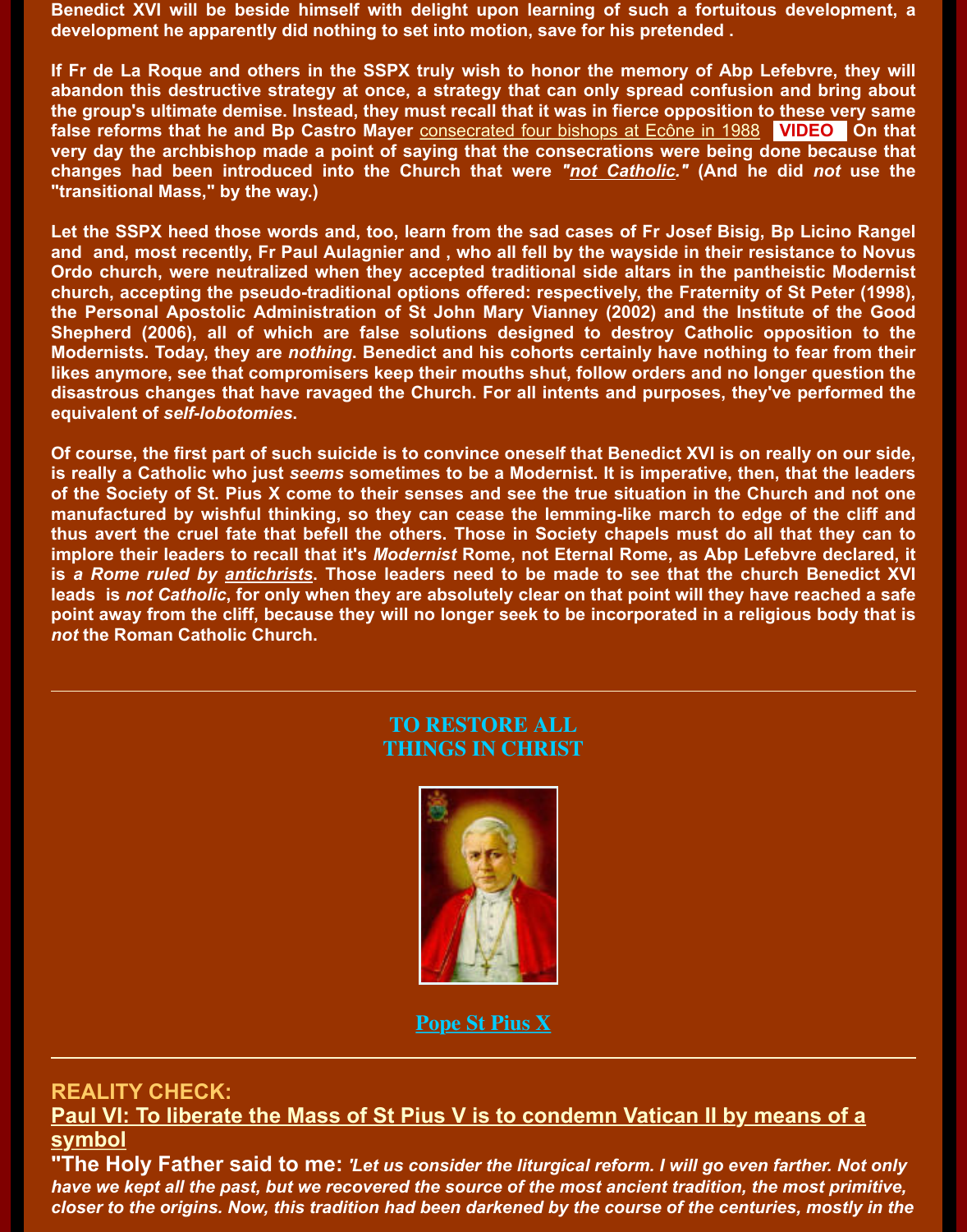Benedict XVI will be beside himself with delight upon learning of such a fortuitous development, a development he apparently did nothing to set into motion, save for his pretended .

If Fr de La Roque and others in the SSPX truly wish to honor the memory of Abp Lefebvre, they will abandon this destructive strategy at once, a strategy that can only spread confusion and bring about the group's ultimate demise. Instead, they must recall that it was in fierce opposition to these very same false reforms that he and Bp Castro Mayer consecrated four bishops at Ecône in 1988 **VIDEO** On that very day the archbishop made a point of saying that the consecrations were being done because that changes had been introduced into the Church that were *"not Catholic."* (And he did *not* use the "transitional Mass," by the way.)

Let the SSPX heed those words and, too, learn from the sad cases of Fr Josef Bisig, Bp Licino Rangel and and, most recently, Fr Paul Aulagnier and , who all fell by the wayside in their resistance to Novus Ordo church, were neutralized when they accepted traditional side altars in the pantheistic Modernist church, accepting the pseudo-traditional options offered: respectively, the Fraternity of St Peter (1998), the Personal Apostolic Administration of St John Mary Vianney (2002) and the Institute of the Good Shepherd (2006), all of which are false solutions designed to destroy Catholic opposition to the Modernists. Today, they are *nothing*. Benedict and his cohorts certainly have nothing to fear from their likes anymore, see that compromisers keep their mouths shut, follow orders and no longer question the disastrous changes that have ravaged the Church. For all intents and purposes, they've performed the equivalent of *self-lobotomies*.

Of course, the first part of such suicide is to convince oneself that Benedict XVI is on really on our side, is really a Catholic who just *seems* sometimes to be a Modernist. It is imperative, then, that the leaders of the Society of St. Pius X come to their senses and see the true situation in the Church and not one manufactured by wishful thinking, so they can cease the lemming-like march to edge of the cliff and thus avert the cruel fate that befell the others. Those in Society chapels must do all that they can to implore their leaders to recall that it's *Modernist* Rome, not Eternal Rome, as Abp Lefebvre declared, it is *a Rome ruled by antichrists*. Those leaders need to be made to see that the church Benedict XVI leads is *not Catholic*, for only when they are absolutely clear on that point will they have reached a safe point away from the cliff, because they will no longer seek to be incorporated in a religious body that is *not* the Roman Catholic Church.

---

**TO RESTORE ALL THINGS IN CHRIST**

Pope St Pius X

---

## REALITY CHECK:

### Paul VI: To liberate the Mass of St Pius V is to condemn Vatican II by means of a symbol

**"The Holy Father said to me:** *'Let us consider the liturgical reform. I will go even farther. Not only have we kept all the past, but we recovered the source of the most ancient tradition, the most primitive, closer to the origins. Now, this tradition had been darkened by the course of the centuries, mostly in the*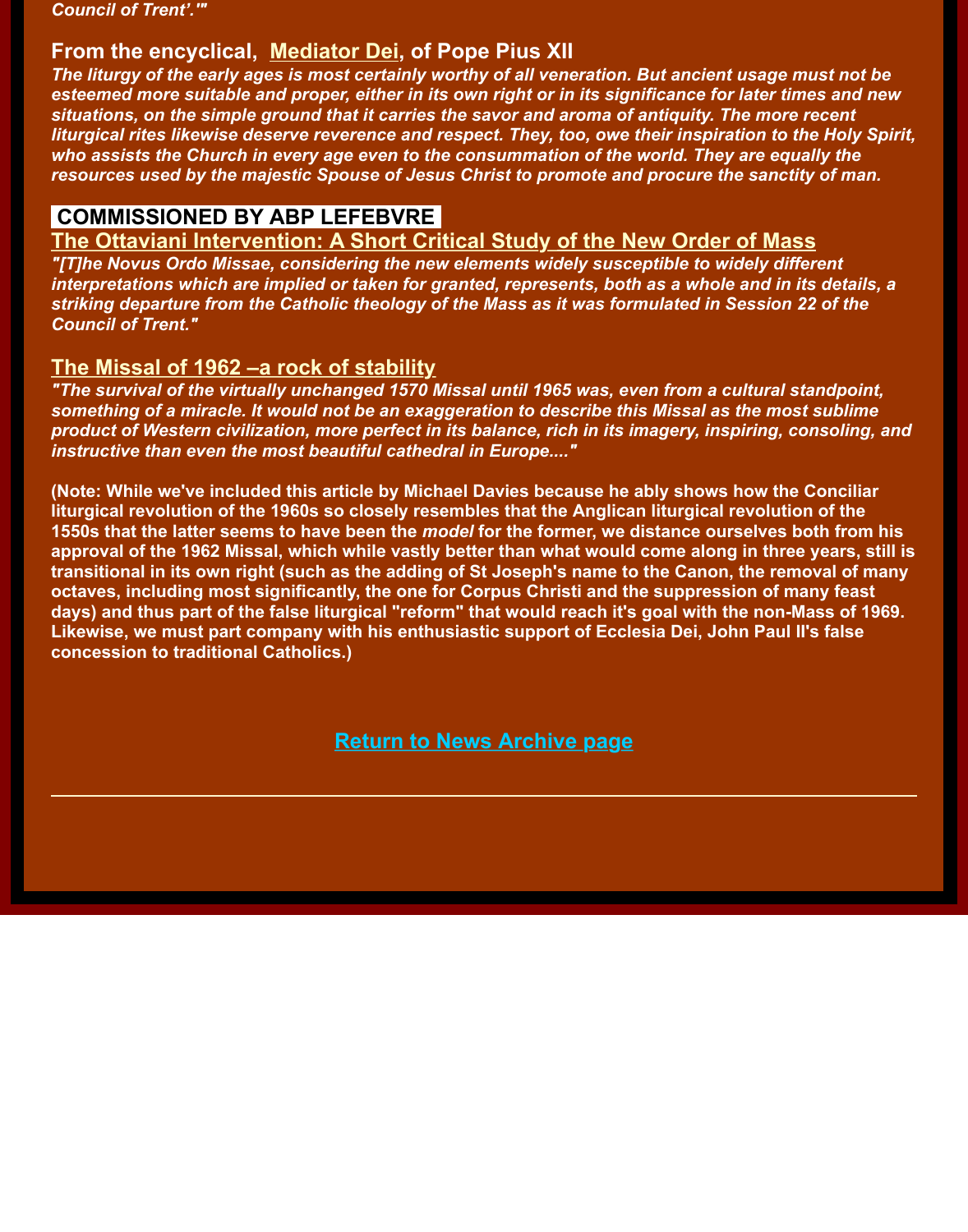*Council of Trent'.'"*

### From the encyclical, Mediator Dei, of Pope Pius XII

***The liturgy of the early ages is most certainly worthy of all veneration. But ancient usage must not be esteemed more suitable and proper, either in its own right or in its significance for later times and new situations, on the simple ground that it carries the savor and aroma of antiquity. The more recent liturgical rites likewise deserve reverence and respect. They, too, owe their inspiration to the Holy Spirit, who assists the Church in every age even to the consummation of the world. They are equally the resources used by the majestic Spouse of Jesus Christ to promote and procure the sanctity of man.***

**COMMISSIONED BY ABP LEFEBVRE**

### The Ottaviani Intervention: A Short Critical Study of the New Order of Mass

***"[T]he Novus Ordo Missae, considering the new elements widely susceptible to widely different interpretations which are implied or taken for granted, represents, both as a whole and in its details, a striking departure from the Catholic theology of the Mass as it was formulated in Session 22 of the Council of Trent."***

### The Missal of 1962 –a rock of stability

***"The survival of the virtually unchanged 1570 Missal until 1965 was, even from a cultural standpoint, something of a miracle. It would not be an exaggeration to describe this Missal as the most sublime product of Western civilization, more perfect in its balance, rich in its imagery, inspiring, consoling, and instructive than even the most beautiful cathedral in Europe...."***

**(Note: While we've included this article by Michael Davies because he ably shows how the Conciliar liturgical revolution of the 1960s so closely resembles that the Anglican liturgical revolution of the 1550s that the latter seems to have been the *model* for the former, we distance ourselves both from his approval of the 1962 Missal, which while vastly better than what would come along in three years, still is transitional in its own right (such as the adding of St Joseph's name to the Canon, the removal of many octaves, including most significantly, the one for Corpus Christi and the suppression of many feast days) and thus part of the false liturgical "reform" that would reach it's goal with the non-Mass of 1969. Likewise, we must part company with his enthusiastic support of Ecclesia Dei, John Paul II's false concession to traditional Catholics.)**

**Return to News Archive page**